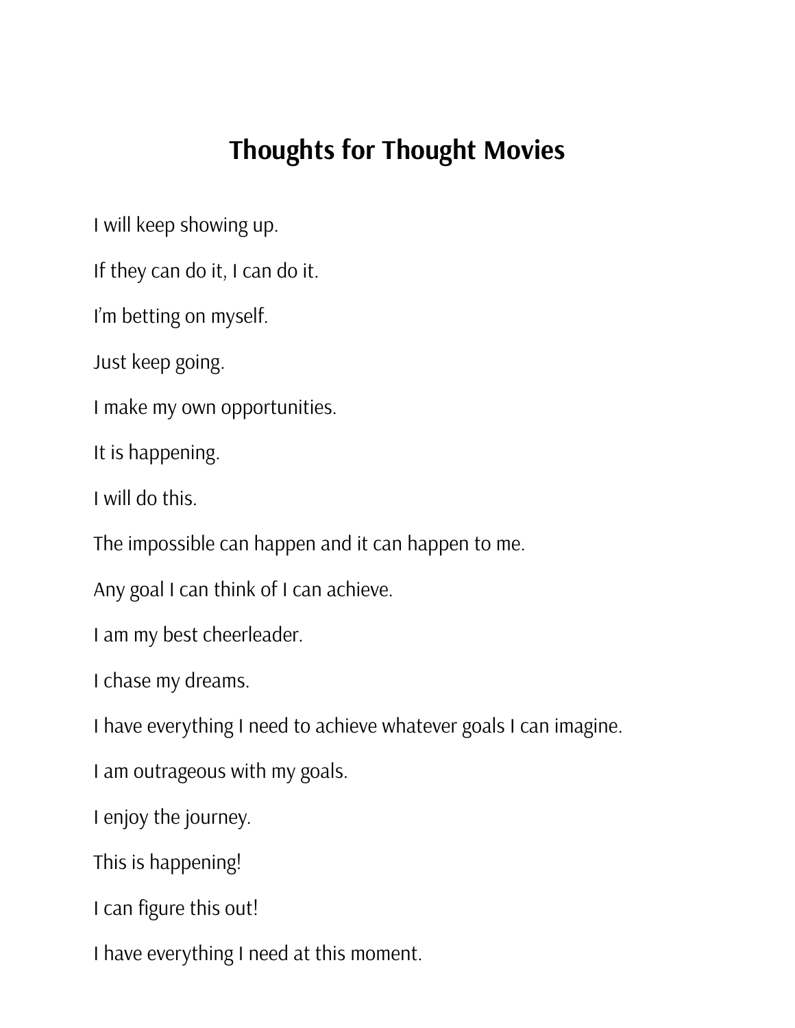# Thoughts for Thought Movies

I will keep showing up.

If they can do it, I can do it.

I'm betting on myself.

Just keep going.

I make my own opportunities.

It is happening.

I will do this.

The impossible can happen and it can happen to me.

Any goal I can think of I can achieve.

I am my best cheerleader.

I chase my dreams.

I have everything I need to achieve whatever goals I can imagine.

I am outrageous with my goals.

I enjoy the journey.

This is happening!

I can figure this out!

I have everything I need at this moment.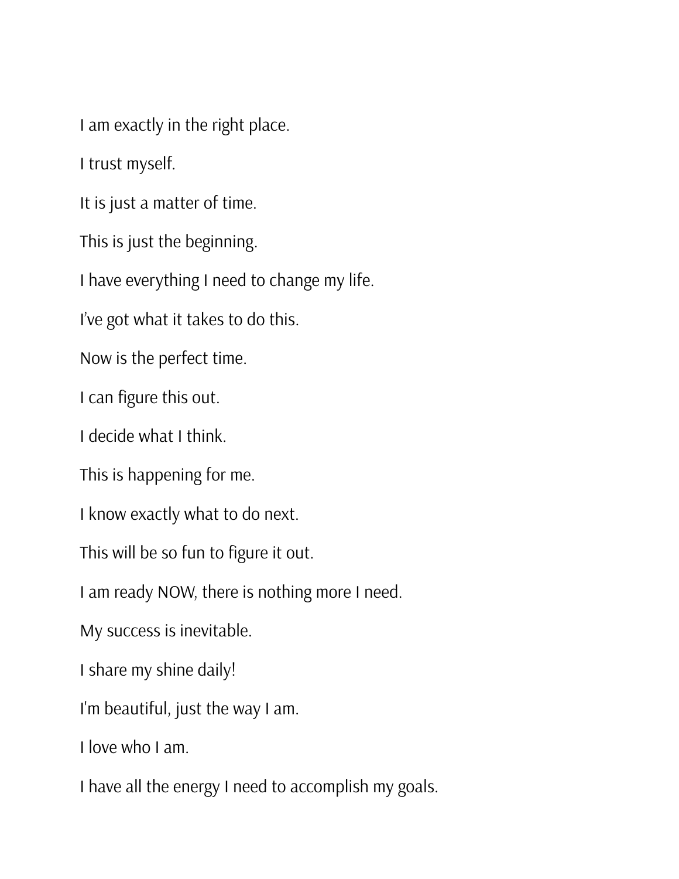I am exactly in the right place.

I trust myself.

It is just a matter of time.

This is just the beginning.

I have everything I need to change my life.

I’ve got what it takes to do this.

Now is the perfect time.

I can figure this out.

I decide what I think.

This is happening for me.

I know exactly what to do next.

This will be so fun to figure it out.

I am ready NOW, there is nothing more I need.

My success is inevitable.

I share my shine daily!

I'm beautiful, just the way I am.

I love who I am.

I have all the energy I need to accomplish my goals.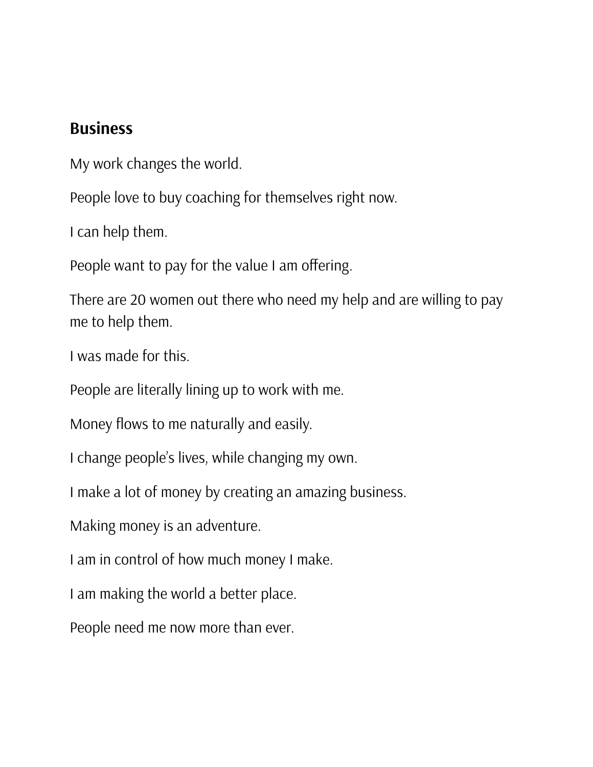## Business

My work changes the world.

People love to buy coaching for themselves right now.

I can help them.

People want to pay for the value I am offering.

There are 20 women out there who need my help and are willing to pay me to help them.

I was made for this.

People are literally lining up to work with me.

Money flows to me naturally and easily.

I change people's lives, while changing my own.

I make a lot of money by creating an amazing business.

Making money is an adventure.

I am in control of how much money I make.

I am making the world a better place.

People need me now more than ever.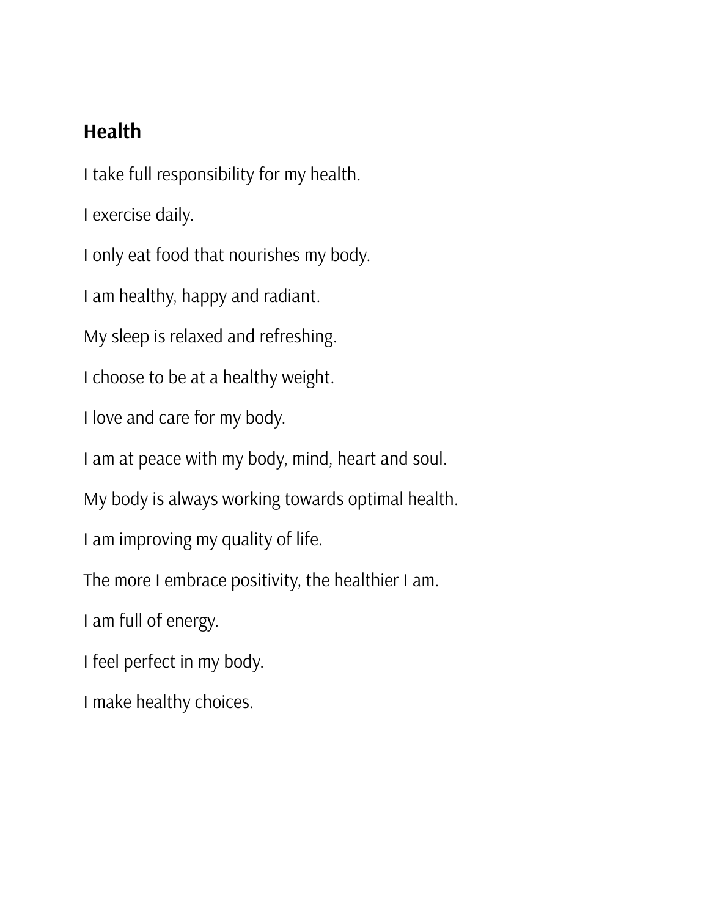## Health

I take full responsibility for my health.

I exercise daily.

I only eat food that nourishes my body.

I am healthy, happy and radiant.

My sleep is relaxed and refreshing.

I choose to be at a healthy weight.

I love and care for my body.

I am at peace with my body, mind, heart and soul.

My body is always working towards optimal health.

I am improving my quality of life.

The more I embrace positivity, the healthier I am.

I am full of energy.

I feel perfect in my body.

I make healthy choices.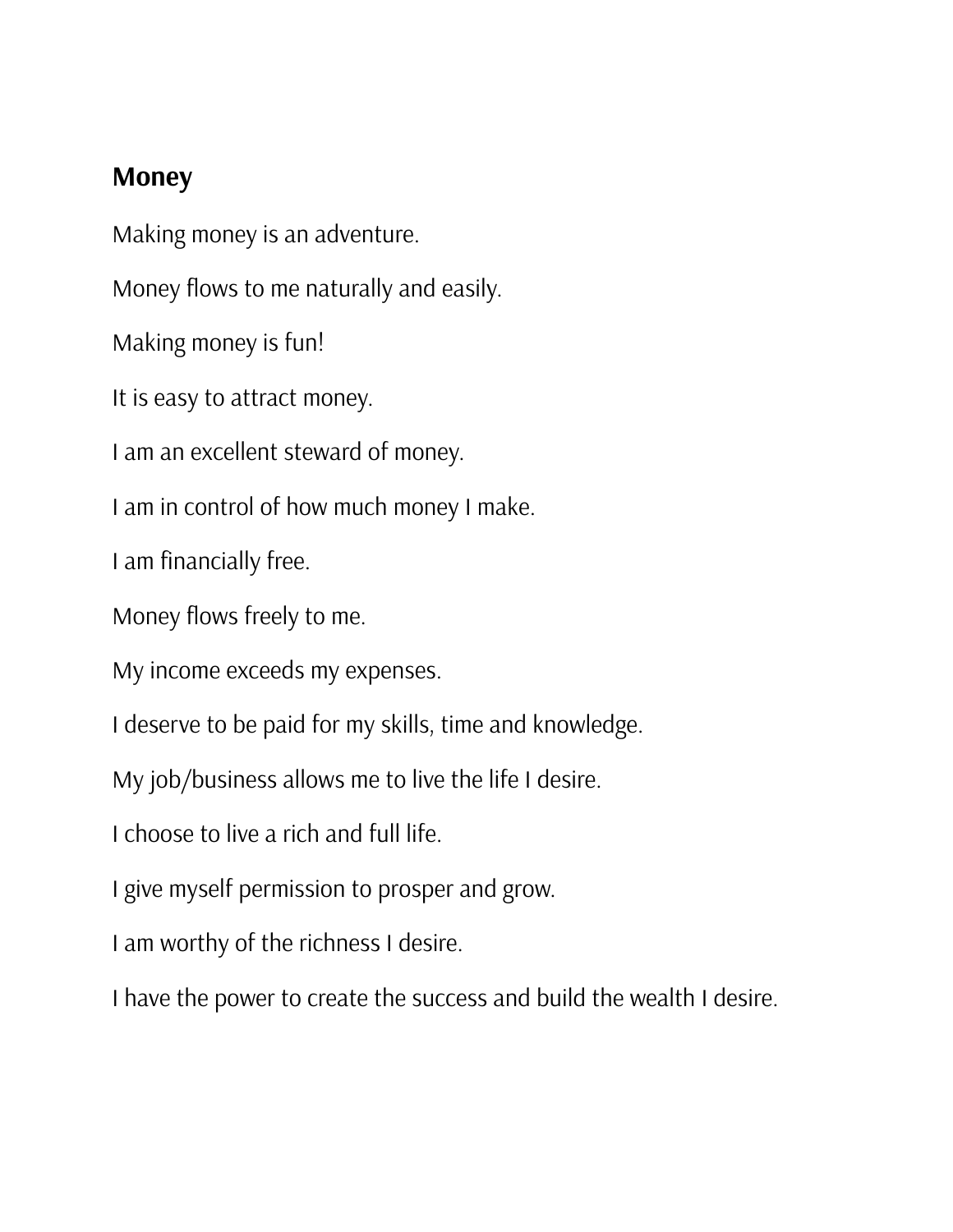## Money

Making money is an adventure.

Money flows to me naturally and easily.

Making money is fun!

It is easy to attract money.

I am an excellent steward of money.

I am in control of how much money I make.

I am financially free.

Money flows freely to me.

My income exceeds my expenses.

I deserve to be paid for my skills, time and knowledge.

My job/business allows me to live the life I desire.

I choose to live a rich and full life.

I give myself permission to prosper and grow.

I am worthy of the richness I desire.

I have the power to create the success and build the wealth I desire.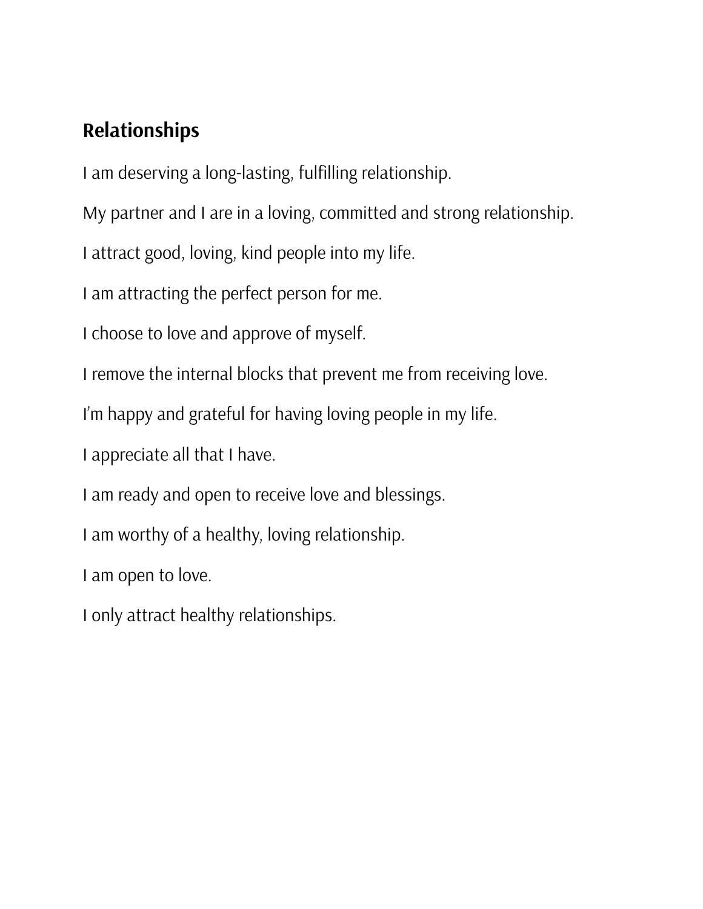## Relationships

I am deserving a long-lasting, fulfilling relationship.

My partner and I are in a loving, committed and strong relationship.

I attract good, loving, kind people into my life.

I am attracting the perfect person for me.

I choose to love and approve of myself.

I remove the internal blocks that prevent me from receiving love.

I'm happy and grateful for having loving people in my life.

I appreciate all that I have.

I am ready and open to receive love and blessings.

I am worthy of a healthy, loving relationship.

I am open to love.

I only attract healthy relationships.